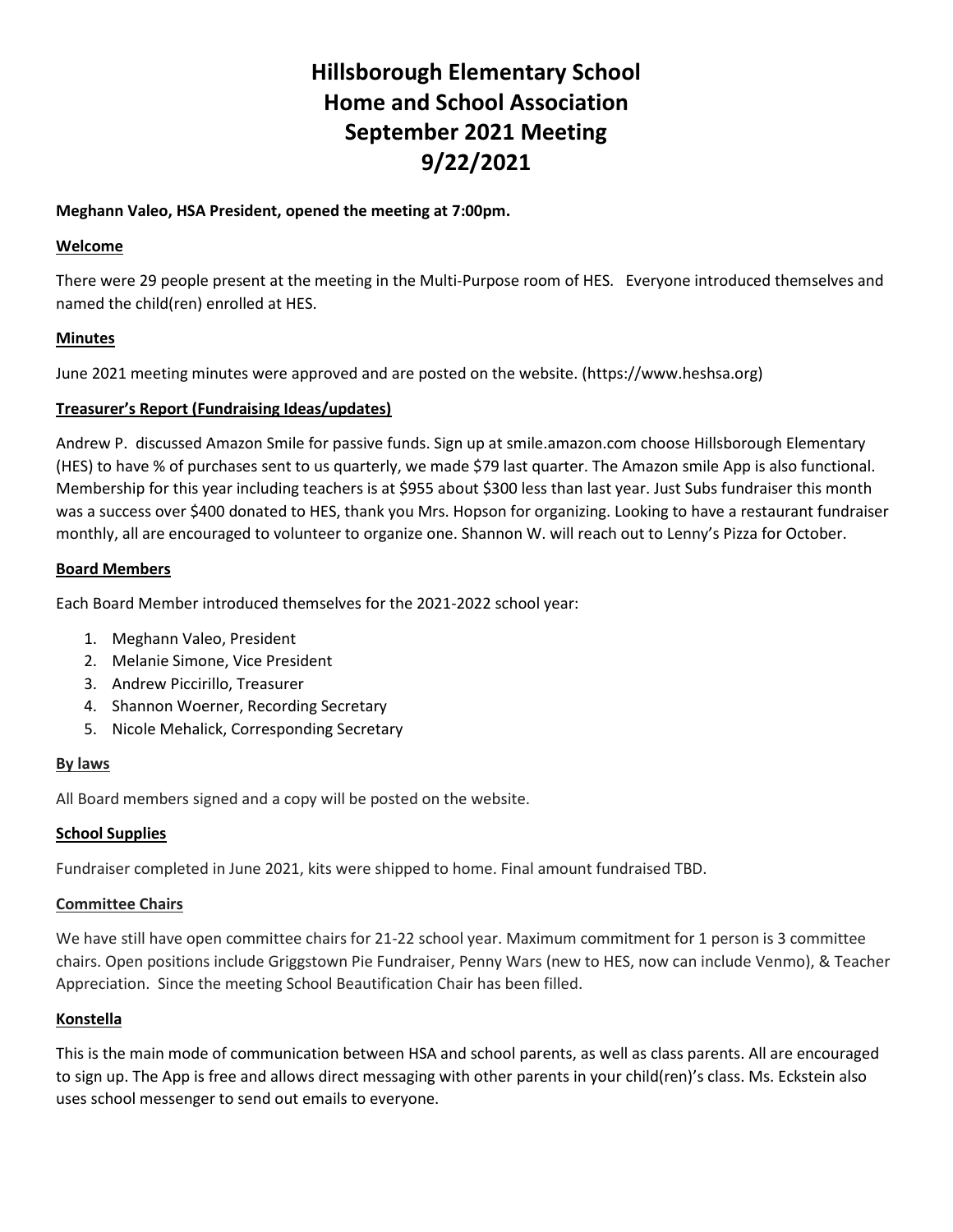# Hillsborough Elementary School
# Home and School Association
# September 2021 Meeting
# 9/22/2021

**Meghann Valeo, HSA President, opened the meeting at 7:00pm.**

**Welcome**

There were 29 people present at the meeting in the Multi-Purpose room of HES. Everyone introduced themselves and named the child(ren) enrolled at HES.

**Minutes**

June 2021 meeting minutes were approved and are posted on the website. (https://www.heshsa.org)

**Treasurer's Report (Fundraising Ideas/updates)**

Andrew P. discussed Amazon Smile for passive funds. Sign up at smile.amazon.com choose Hillsborough Elementary (HES) to have % of purchases sent to us quarterly, we made $79 last quarter. The Amazon smile App is also functional. Membership for this year including teachers is at $955 about $300 less than last year. Just Subs fundraiser this month was a success over $400 donated to HES, thank you Mrs. Hopson for organizing. Looking to have a restaurant fundraiser monthly, all are encouraged to volunteer to organize one. Shannon W. will reach out to Lenny's Pizza for October.

**Board Members**

Each Board Member introduced themselves for the 2021-2022 school year:

1. Meghann Valeo, President
2. Melanie Simone, Vice President
3. Andrew Piccirillo, Treasurer
4. Shannon Woerner, Recording Secretary
5. Nicole Mehalick, Corresponding Secretary

**By laws**

All Board members signed and a copy will be posted on the website.

**School Supplies**

Fundraiser completed in June 2021, kits were shipped to home. Final amount fundraised TBD.

**Committee Chairs**

We have still have open committee chairs for 21-22 school year. Maximum commitment for 1 person is 3 committee chairs. Open positions include Griggstown Pie Fundraiser, Penny Wars (new to HES, now can include Venmo), & Teacher Appreciation. Since the meeting School Beautification Chair has been filled.

**Konstella**

This is the main mode of communication between HSA and school parents, as well as class parents. All are encouraged to sign up. The App is free and allows direct messaging with other parents in your child(ren)'s class. Ms. Eckstein also uses school messenger to send out emails to everyone.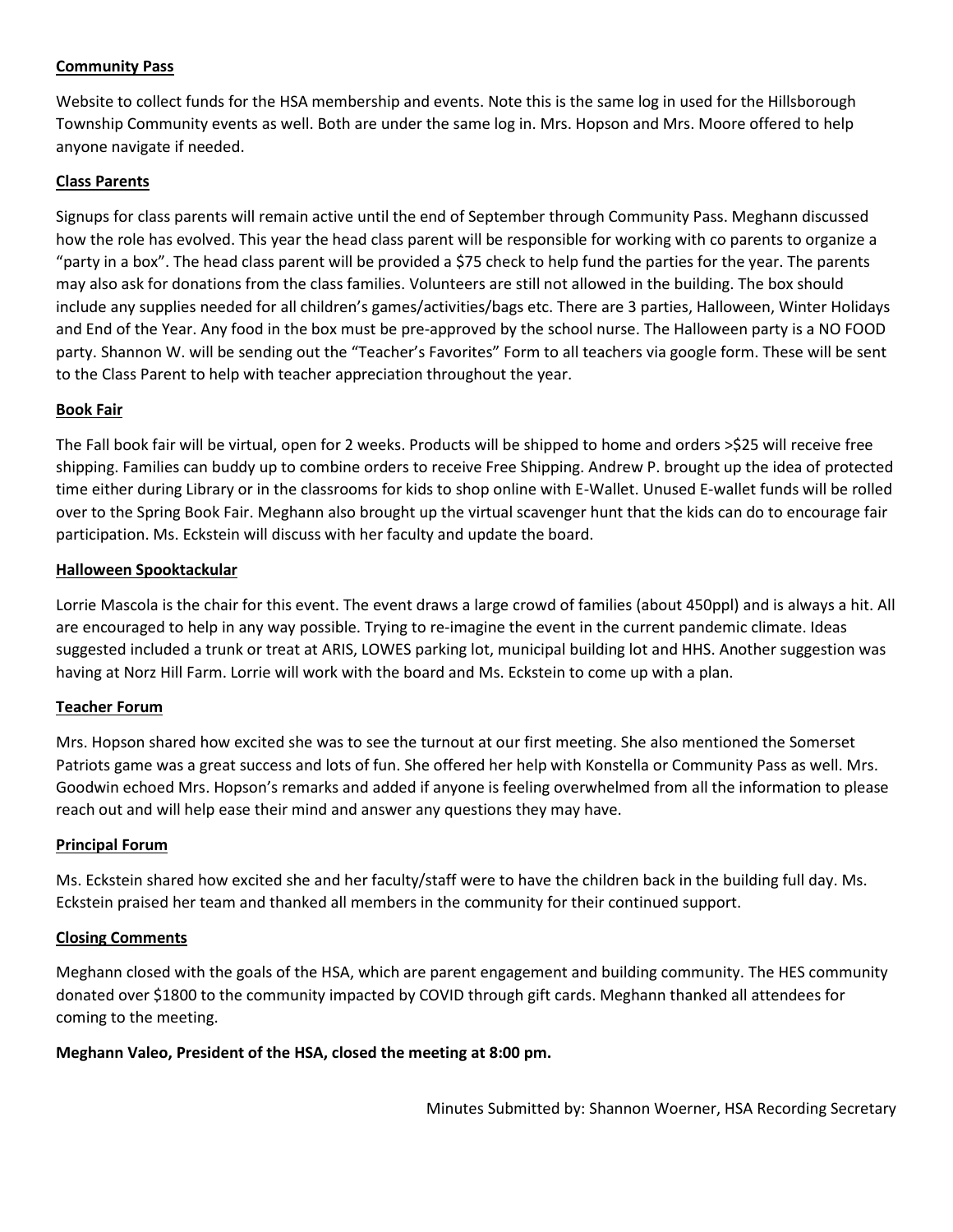**Community Pass**

Website to collect funds for the HSA membership and events. Note this is the same log in used for the Hillsborough Township Community events as well. Both are under the same log in. Mrs. Hopson and Mrs. Moore offered to help anyone navigate if needed.

**Class Parents**

Signups for class parents will remain active until the end of September through Community Pass. Meghann discussed how the role has evolved. This year the head class parent will be responsible for working with co parents to organize a "party in a box". The head class parent will be provided a $75 check to help fund the parties for the year. The parents may also ask for donations from the class families. Volunteers are still not allowed in the building. The box should include any supplies needed for all children's games/activities/bags etc. There are 3 parties, Halloween, Winter Holidays and End of the Year. Any food in the box must be pre-approved by the school nurse. The Halloween party is a NO FOOD party. Shannon W. will be sending out the "Teacher's Favorites" Form to all teachers via google form. These will be sent to the Class Parent to help with teacher appreciation throughout the year.

**Book Fair**

The Fall book fair will be virtual, open for 2 weeks. Products will be shipped to home and orders >$25 will receive free shipping. Families can buddy up to combine orders to receive Free Shipping. Andrew P. brought up the idea of protected time either during Library or in the classrooms for kids to shop online with E-Wallet. Unused E-wallet funds will be rolled over to the Spring Book Fair. Meghann also brought up the virtual scavenger hunt that the kids can do to encourage fair participation. Ms. Eckstein will discuss with her faculty and update the board.

**Halloween Spooktackular**

Lorrie Mascola is the chair for this event. The event draws a large crowd of families (about 450ppl) and is always a hit. All are encouraged to help in any way possible. Trying to re-imagine the event in the current pandemic climate. Ideas suggested included a trunk or treat at ARIS, LOWES parking lot, municipal building lot and HHS. Another suggestion was having at Norz Hill Farm. Lorrie will work with the board and Ms. Eckstein to come up with a plan.

**Teacher Forum**

Mrs. Hopson shared how excited she was to see the turnout at our first meeting. She also mentioned the Somerset Patriots game was a great success and lots of fun. She offered her help with Konstella or Community Pass as well. Mrs. Goodwin echoed Mrs. Hopson's remarks and added if anyone is feeling overwhelmed from all the information to please reach out and will help ease their mind and answer any questions they may have.

**Principal Forum**

Ms. Eckstein shared how excited she and her faculty/staff were to have the children back in the building full day. Ms. Eckstein praised her team and thanked all members in the community for their continued support.

**Closing Comments**

Meghann closed with the goals of the HSA, which are parent engagement and building community. The HES community donated over $1800 to the community impacted by COVID through gift cards. Meghann thanked all attendees for coming to the meeting.

**Meghann Valeo, President of the HSA, closed the meeting at 8:00 pm.**

Minutes Submitted by: Shannon Woerner, HSA Recording Secretary